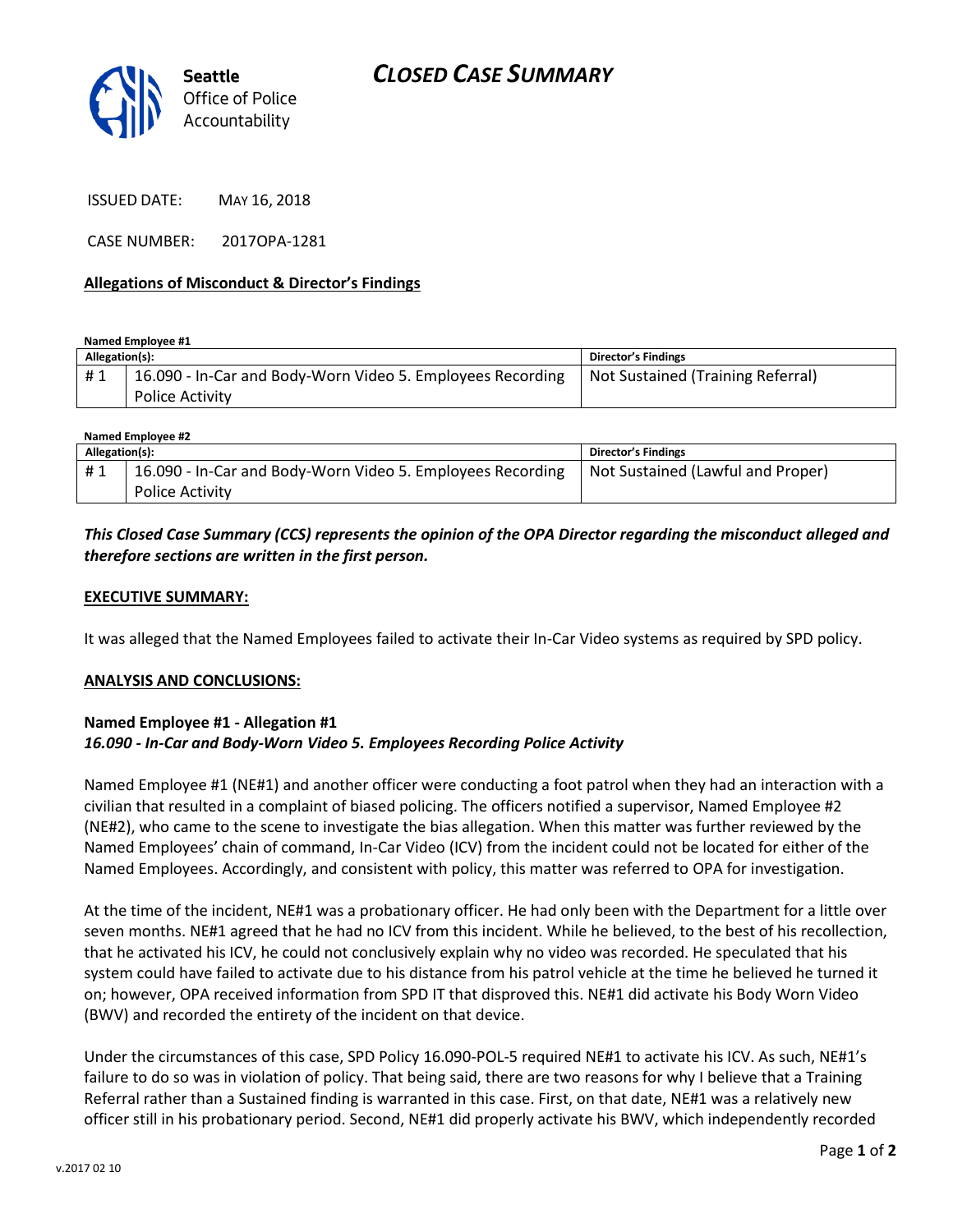Seattle Office of Police Accountability

# CLOSED CASE SUMMARY

ISSUED DATE: MAY 16, 2018

CASE NUMBER: 2017OPA-1281

**Allegations of Misconduct & Director's Findings**

**Named Employee #1**

| Allegation(s): | | Director's Findings |
|---|---|---|
| # 1 | 16.090 - In-Car and Body-Worn Video 5. Employees Recording Police Activity | Not Sustained (Training Referral) |

**Named Employee #2**

| Allegation(s): | | Director's Findings |
|---|---|---|
| # 1 | 16.090 - In-Car and Body-Worn Video 5. Employees Recording Police Activity | Not Sustained (Lawful and Proper) |

***This Closed Case Summary (CCS) represents the opinion of the OPA Director regarding the misconduct alleged and therefore sections are written in the first person.***

**EXECUTIVE SUMMARY:**

It was alleged that the Named Employees failed to activate their In-Car Video systems as required by SPD policy.

**ANALYSIS AND CONCLUSIONS:**

**Named Employee #1 - Allegation #1**
***16.090 - In-Car and Body-Worn Video 5. Employees Recording Police Activity***

Named Employee #1 (NE#1) and another officer were conducting a foot patrol when they had an interaction with a civilian that resulted in a complaint of biased policing. The officers notified a supervisor, Named Employee #2 (NE#2), who came to the scene to investigate the bias allegation. When this matter was further reviewed by the Named Employees' chain of command, In-Car Video (ICV) from the incident could not be located for either of the Named Employees. Accordingly, and consistent with policy, this matter was referred to OPA for investigation.

At the time of the incident, NE#1 was a probationary officer. He had only been with the Department for a little over seven months. NE#1 agreed that he had no ICV from this incident. While he believed, to the best of his recollection, that he activated his ICV, he could not conclusively explain why no video was recorded. He speculated that his system could have failed to activate due to his distance from his patrol vehicle at the time he believed he turned it on; however, OPA received information from SPD IT that disproved this. NE#1 did activate his Body Worn Video (BWV) and recorded the entirety of the incident on that device.

Under the circumstances of this case, SPD Policy 16.090-POL-5 required NE#1 to activate his ICV. As such, NE#1's failure to do so was in violation of policy. That being said, there are two reasons for why I believe that a Training Referral rather than a Sustained finding is warranted in this case. First, on that date, NE#1 was a relatively new officer still in his probationary period. Second, NE#1 did properly activate his BWV, which independently recorded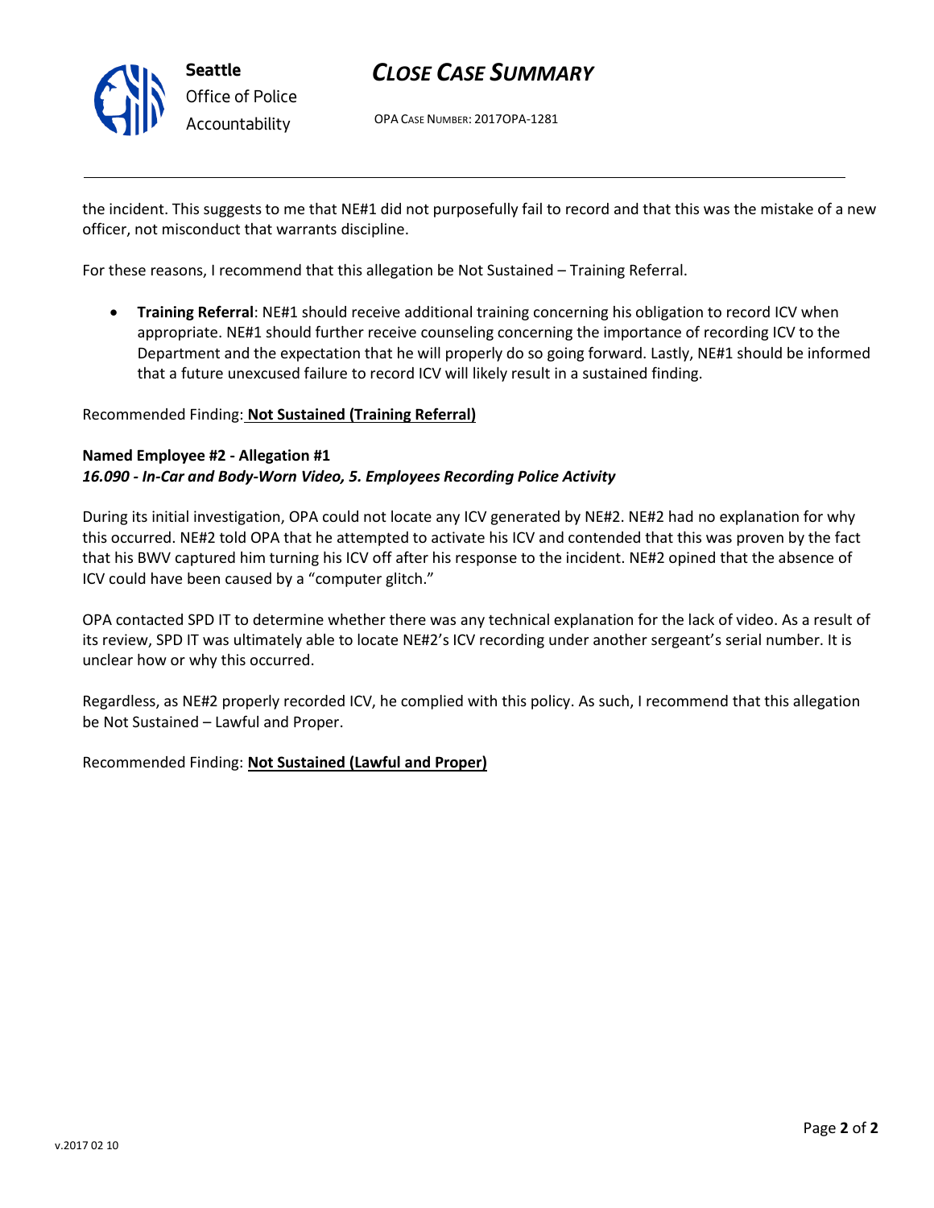the incident. This suggests to me that NE#1 did not purposefully fail to record and that this was the mistake of a new officer, not misconduct that warrants discipline.

For these reasons, I recommend that this allegation be Not Sustained – Training Referral.

- **Training Referral**: NE#1 should receive additional training concerning his obligation to record ICV when appropriate. NE#1 should further receive counseling concerning the importance of recording ICV to the Department and the expectation that he will properly do so going forward. Lastly, NE#1 should be informed that a future unexcused failure to record ICV will likely result in a sustained finding.

Recommended Finding: **Not Sustained (Training Referral)**

**Named Employee #2 - Allegation #1**
***16.090 - In-Car and Body-Worn Video, 5. Employees Recording Police Activity***

During its initial investigation, OPA could not locate any ICV generated by NE#2. NE#2 had no explanation for why this occurred. NE#2 told OPA that he attempted to activate his ICV and contended that this was proven by the fact that his BWV captured him turning his ICV off after his response to the incident. NE#2 opined that the absence of ICV could have been caused by a "computer glitch."

OPA contacted SPD IT to determine whether there was any technical explanation for the lack of video. As a result of its review, SPD IT was ultimately able to locate NE#2's ICV recording under another sergeant's serial number. It is unclear how or why this occurred.

Regardless, as NE#2 properly recorded ICV, he complied with this policy. As such, I recommend that this allegation be Not Sustained – Lawful and Proper.

Recommended Finding: **Not Sustained (Lawful and Proper)**